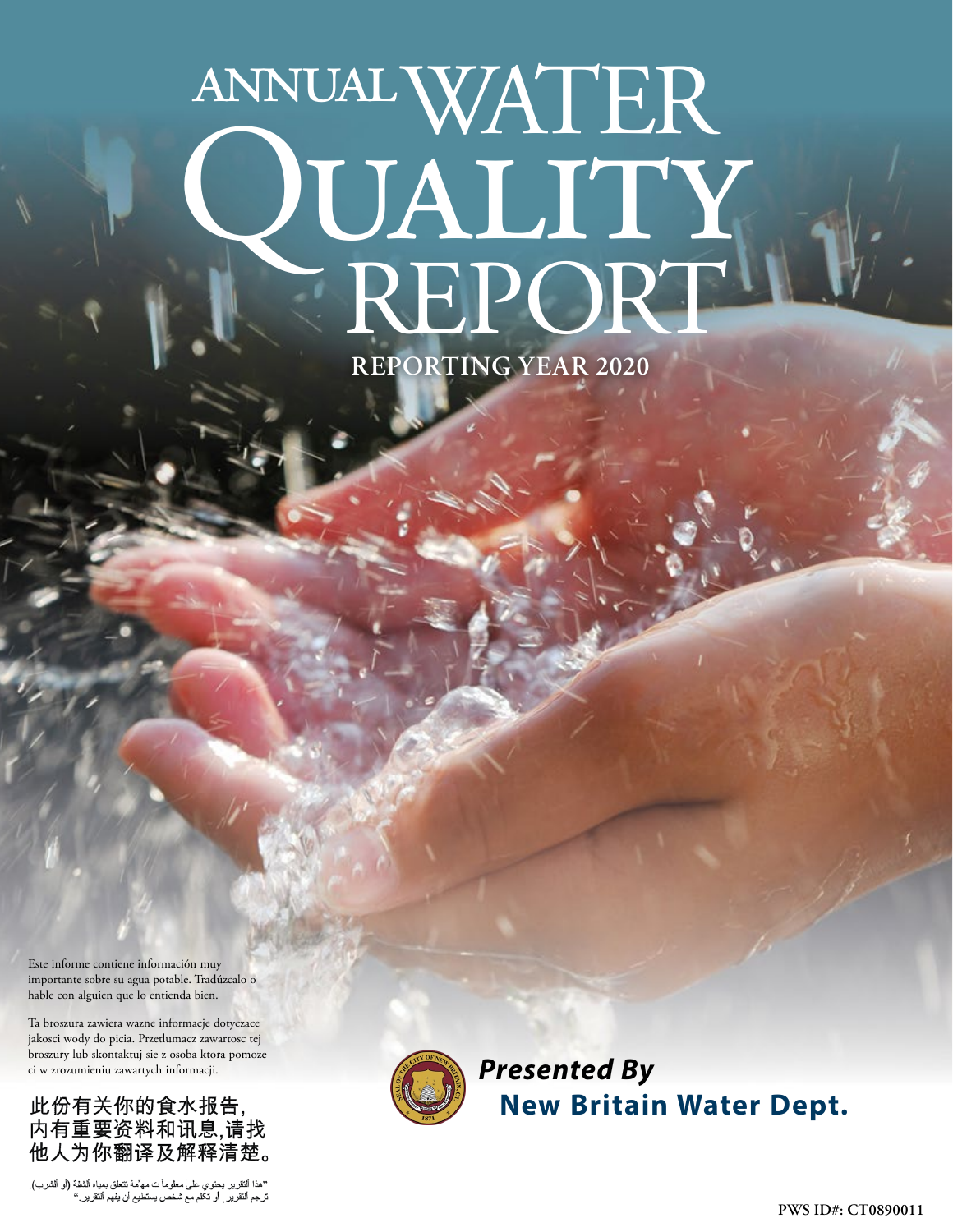# ANNUAL WATER QUALITY REPORT

**REPORTING YEAR 2020**

Este informe contiene información muy importante sobre su agua potable. Tradúzcalo o hable con alguien que lo entienda bien.

Ta broszura zawiera wazne informacje dotyczace jakosci wody do picia. Przetlumacz zawartosc tej broszury lub skontaktuj sie z osoba ktora pomoze ci w zrozumieniu zawartych informacji.

此份有关你的食水报告，内有重要资料和讯息，请找他人为你翻译及解释清楚。

"هذا التقرير يحتوي على معلومات مهمة تتعلق بمياه الشفة (أو الشرب).
ترجم التقرير، أو تكلم مع شخص يستطيع أن يفهم التقرير."

***Presented By***
**New Britain Water Dept.**

PWS ID#: CT0890011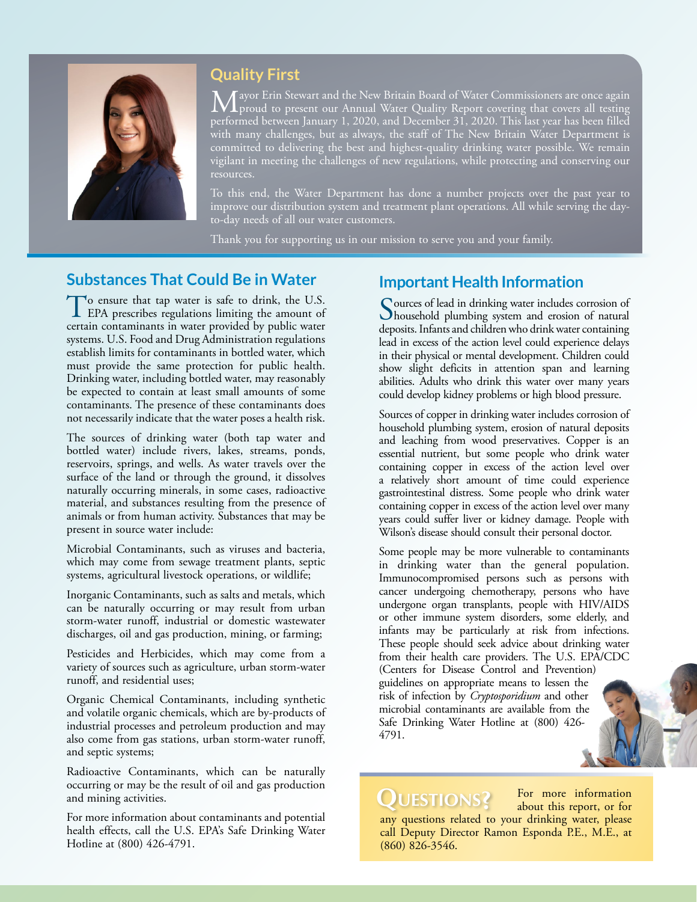## Quality First

Mayor Erin Stewart and the New Britain Board of Water Commissioners are once again proud to present our Annual Water Quality Report covering that covers all testing performed between January 1, 2020, and December 31, 2020. This last year has been filled with many challenges, but as always, the staff of The New Britain Water Department is committed to delivering the best and highest-quality drinking water possible. We remain vigilant in meeting the challenges of new regulations, while protecting and conserving our resources.

To this end, the Water Department has done a number projects over the past year to improve our distribution system and treatment plant operations. All while serving the day-to-day needs of all our water customers.

Thank you for supporting us in our mission to serve you and your family.

## Substances That Could Be in Water

To ensure that tap water is safe to drink, the U.S. EPA prescribes regulations limiting the amount of certain contaminants in water provided by public water systems. U.S. Food and Drug Administration regulations establish limits for contaminants in bottled water, which must provide the same protection for public health. Drinking water, including bottled water, may reasonably be expected to contain at least small amounts of some contaminants. The presence of these contaminants does not necessarily indicate that the water poses a health risk.

The sources of drinking water (both tap water and bottled water) include rivers, lakes, streams, ponds, reservoirs, springs, and wells. As water travels over the surface of the land or through the ground, it dissolves naturally occurring minerals, in some cases, radioactive material, and substances resulting from the presence of animals or from human activity. Substances that may be present in source water include:

Microbial Contaminants, such as viruses and bacteria, which may come from sewage treatment plants, septic systems, agricultural livestock operations, or wildlife;

Inorganic Contaminants, such as salts and metals, which can be naturally occurring or may result from urban storm-water runoff, industrial or domestic wastewater discharges, oil and gas production, mining, or farming;

Pesticides and Herbicides, which may come from a variety of sources such as agriculture, urban storm-water runoff, and residential uses;

Organic Chemical Contaminants, including synthetic and volatile organic chemicals, which are by-products of industrial processes and petroleum production and may also come from gas stations, urban storm-water runoff, and septic systems;

Radioactive Contaminants, which can be naturally occurring or may be the result of oil and gas production and mining activities.

For more information about contaminants and potential health effects, call the U.S. EPA's Safe Drinking Water Hotline at (800) 426-4791.

## Important Health Information

Sources of lead in drinking water includes corrosion of household plumbing system and erosion of natural deposits. Infants and children who drink water containing lead in excess of the action level could experience delays in their physical or mental development. Children could show slight deficits in attention span and learning abilities. Adults who drink this water over many years could develop kidney problems or high blood pressure.

Sources of copper in drinking water includes corrosion of household plumbing system, erosion of natural deposits and leaching from wood preservatives. Copper is an essential nutrient, but some people who drink water containing copper in excess of the action level over a relatively short amount of time could experience gastrointestinal distress. Some people who drink water containing copper in excess of the action level over many years could suffer liver or kidney damage. People with Wilson's disease should consult their personal doctor.

Some people may be more vulnerable to contaminants in drinking water than the general population. Immunocompromised persons such as persons with cancer undergoing chemotherapy, persons who have undergone organ transplants, people with HIV/AIDS or other immune system disorders, some elderly, and infants may be particularly at risk from infections. These people should seek advice about drinking water from their health care providers. The U.S. EPA/CDC (Centers for Disease Control and Prevention) guidelines on appropriate means to lessen the risk of infection by *Cryptosporidium* and other microbial contaminants are available from the Safe Drinking Water Hotline at (800) 426-4791.

## Questions?

For more information about this report, or for any questions related to your drinking water, please call Deputy Director Ramon Esponda P.E., M.E., at (860) 826-3546.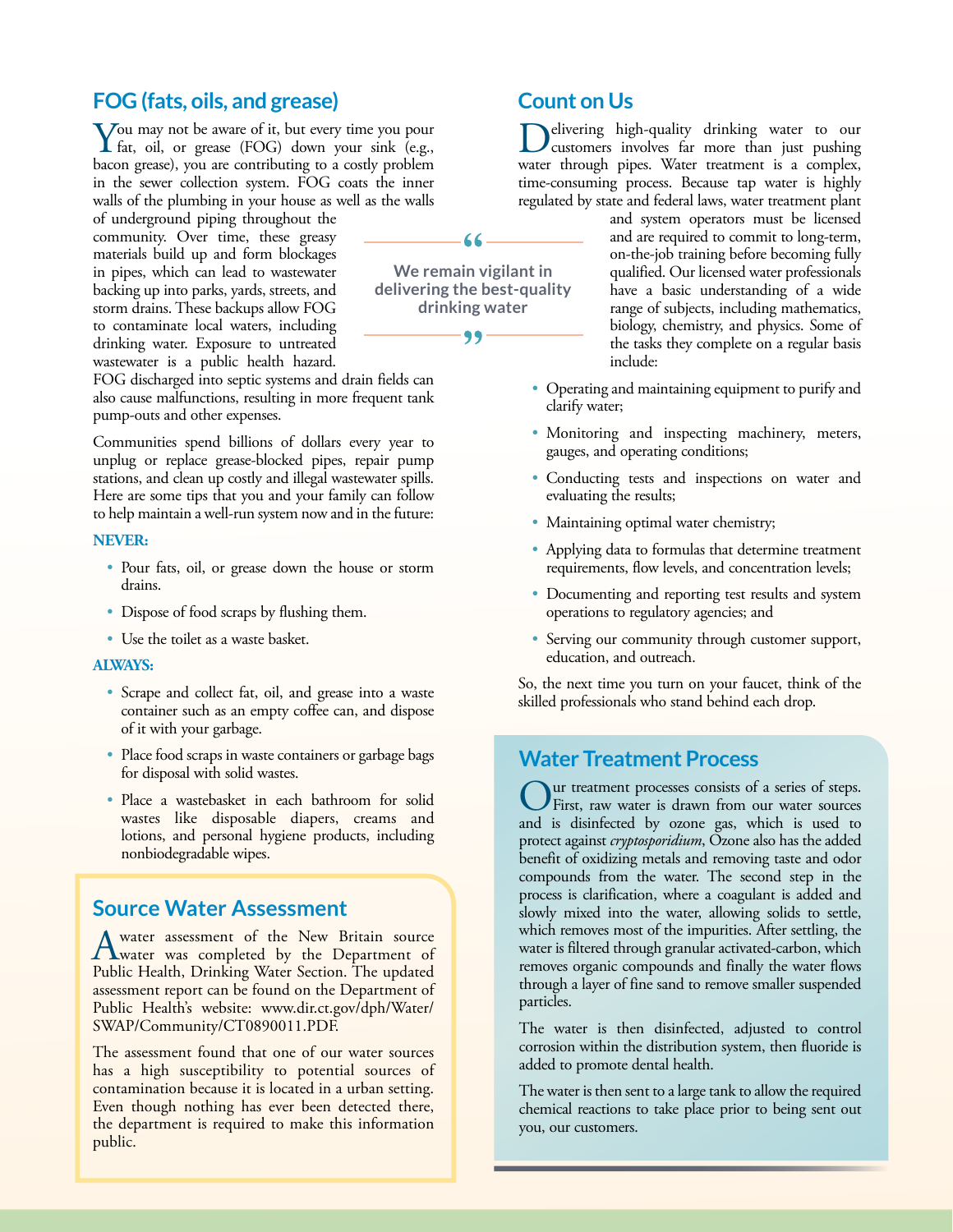## FOG (fats, oils, and grease)

You may not be aware of it, but every time you pour fat, oil, or grease (FOG) down your sink (e.g., bacon grease), you are contributing to a costly problem in the sewer collection system. FOG coats the inner walls of the plumbing in your house as well as the walls of underground piping throughout the community. Over time, these greasy materials build up and form blockages in pipes, which can lead to wastewater backing up into parks, yards, streets, and storm drains. These backups allow FOG to contaminate local waters, including drinking water. Exposure to untreated wastewater is a public health hazard. FOG discharged into septic systems and drain fields can also cause malfunctions, resulting in more frequent tank pump-outs and other expenses.

Communities spend billions of dollars every year to unplug or replace grease-blocked pipes, repair pump stations, and clean up costly and illegal wastewater spills. Here are some tips that you and your family can follow to help maintain a well-run system now and in the future:

**NEVER:**

- Pour fats, oil, or grease down the house or storm drains.
- Dispose of food scraps by flushing them.
- Use the toilet as a waste basket.

**ALWAYS:**

- Scrape and collect fat, oil, and grease into a waste container such as an empty coffee can, and dispose of it with your garbage.
- Place food scraps in waste containers or garbage bags for disposal with solid wastes.
- Place a wastebasket in each bathroom for solid wastes like disposable diapers, creams and lotions, and personal hygiene products, including nonbiodegradable wipes.

## Source Water Assessment

A water assessment of the New Britain source water was completed by the Department of Public Health, Drinking Water Section. The updated assessment report can be found on the Department of Public Health's website: www.dir.ct.gov/dph/Water/SWAP/Community/CT0890011.PDF.

The assessment found that one of our water sources has a high susceptibility to potential sources of contamination because it is located in a urban setting. Even though nothing has ever been detected there, the department is required to make this information public.

> "We remain vigilant in delivering the best-quality drinking water"

## Count on Us

Delivering high-quality drinking water to our customers involves far more than just pushing water through pipes. Water treatment is a complex, time-consuming process. Because tap water is highly regulated by state and federal laws, water treatment plant and system operators must be licensed and are required to commit to long-term, on-the-job training before becoming fully qualified. Our licensed water professionals have a basic understanding of a wide range of subjects, including mathematics, biology, chemistry, and physics. Some of the tasks they complete on a regular basis include:

- Operating and maintaining equipment to purify and clarify water;
- Monitoring and inspecting machinery, meters, gauges, and operating conditions;
- Conducting tests and inspections on water and evaluating the results;
- Maintaining optimal water chemistry;
- Applying data to formulas that determine treatment requirements, flow levels, and concentration levels;
- Documenting and reporting test results and system operations to regulatory agencies; and
- Serving our community through customer support, education, and outreach.

So, the next time you turn on your faucet, think of the skilled professionals who stand behind each drop.

## Water Treatment Process

Our treatment processes consists of a series of steps. First, raw water is drawn from our water sources and is disinfected by ozone gas, which is used to protect against *cryptosporidium*, Ozone also has the added benefit of oxidizing metals and removing taste and odor compounds from the water. The second step in the process is clarification, where a coagulant is added and slowly mixed into the water, allowing solids to settle, which removes most of the impurities. After settling, the water is filtered through granular activated-carbon, which removes organic compounds and finally the water flows through a layer of fine sand to remove smaller suspended particles.

The water is then disinfected, adjusted to control corrosion within the distribution system, then fluoride is added to promote dental health.

The water is then sent to a large tank to allow the required chemical reactions to take place prior to being sent out you, our customers.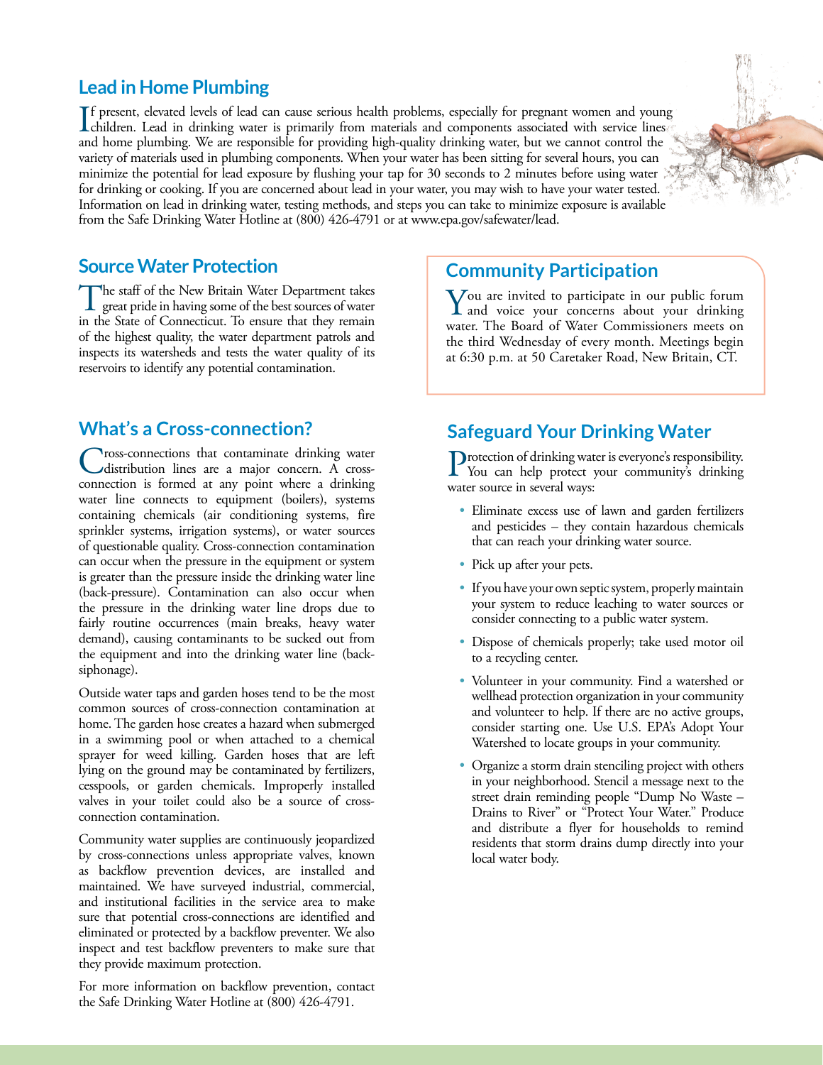## Lead in Home Plumbing

If present, elevated levels of lead can cause serious health problems, especially for pregnant women and young children. Lead in drinking water is primarily from materials and components associated with service lines and home plumbing. We are responsible for providing high-quality drinking water, but we cannot control the variety of materials used in plumbing components. When your water has been sitting for several hours, you can minimize the potential for lead exposure by flushing your tap for 30 seconds to 2 minutes before using water for drinking or cooking. If you are concerned about lead in your water, you may wish to have your water tested. Information on lead in drinking water, testing methods, and steps you can take to minimize exposure is available from the Safe Drinking Water Hotline at (800) 426-4791 or at www.epa.gov/safewater/lead.

## Source Water Protection

The staff of the New Britain Water Department takes great pride in having some of the best sources of water in the State of Connecticut. To ensure that they remain of the highest quality, the water department patrols and inspects its watersheds and tests the water quality of its reservoirs to identify any potential contamination.

## What's a Cross-connection?

Cross-connections that contaminate drinking water distribution lines are a major concern. A cross-connection is formed at any point where a drinking water line connects to equipment (boilers), systems containing chemicals (air conditioning systems, fire sprinkler systems, irrigation systems), or water sources of questionable quality. Cross-connection contamination can occur when the pressure in the equipment or system is greater than the pressure inside the drinking water line (back-pressure). Contamination can also occur when the pressure in the drinking water line drops due to fairly routine occurrences (main breaks, heavy water demand), causing contaminants to be sucked out from the equipment and into the drinking water line (back-siphonage).

Outside water taps and garden hoses tend to be the most common sources of cross-connection contamination at home. The garden hose creates a hazard when submerged in a swimming pool or when attached to a chemical sprayer for weed killing. Garden hoses that are left lying on the ground may be contaminated by fertilizers, cesspools, or garden chemicals. Improperly installed valves in your toilet could also be a source of cross-connection contamination.

Community water supplies are continuously jeopardized by cross-connections unless appropriate valves, known as backflow prevention devices, are installed and maintained. We have surveyed industrial, commercial, and institutional facilities in the service area to make sure that potential cross-connections are identified and eliminated or protected by a backflow preventer. We also inspect and test backflow preventers to make sure that they provide maximum protection.

For more information on backflow prevention, contact the Safe Drinking Water Hotline at (800) 426-4791.

## Community Participation

You are invited to participate in our public forum and voice your concerns about your drinking water. The Board of Water Commissioners meets on the third Wednesday of every month. Meetings begin at 6:30 p.m. at 50 Caretaker Road, New Britain, CT.

## Safeguard Your Drinking Water

Protection of drinking water is everyone's responsibility. You can help protect your community's drinking water source in several ways:

- Eliminate excess use of lawn and garden fertilizers and pesticides – they contain hazardous chemicals that can reach your drinking water source.
- Pick up after your pets.
- If you have your own septic system, properly maintain your system to reduce leaching to water sources or consider connecting to a public water system.
- Dispose of chemicals properly; take used motor oil to a recycling center.
- Volunteer in your community. Find a watershed or wellhead protection organization in your community and volunteer to help. If there are no active groups, consider starting one. Use U.S. EPA's Adopt Your Watershed to locate groups in your community.
- Organize a storm drain stenciling project with others in your neighborhood. Stencil a message next to the street drain reminding people "Dump No Waste – Drains to River" or "Protect Your Water." Produce and distribute a flyer for households to remind residents that storm drains dump directly into your local water body.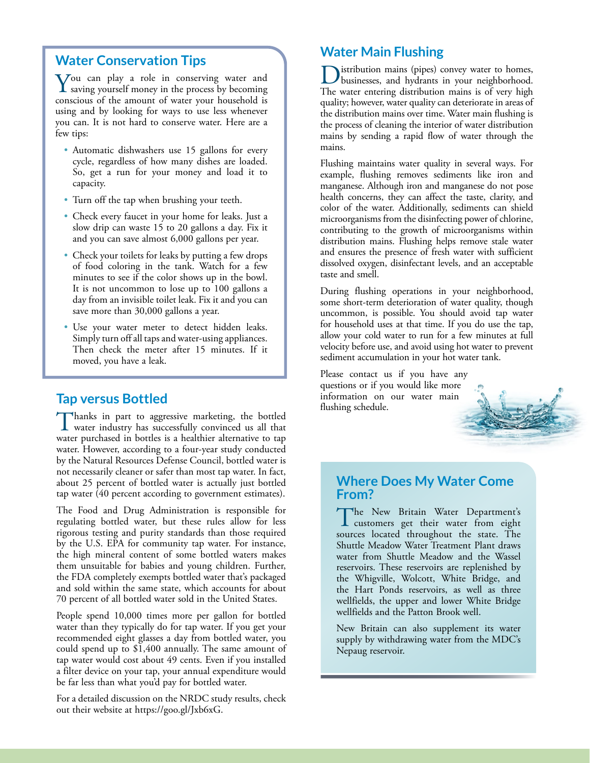## Water Conservation Tips

You can play a role in conserving water and saving yourself money in the process by becoming conscious of the amount of water your household is using and by looking for ways to use less whenever you can. It is not hard to conserve water. Here are a few tips:

- Automatic dishwashers use 15 gallons for every cycle, regardless of how many dishes are loaded. So, get a run for your money and load it to capacity.
- Turn off the tap when brushing your teeth.
- Check every faucet in your home for leaks. Just a slow drip can waste 15 to 20 gallons a day. Fix it and you can save almost 6,000 gallons per year.
- Check your toilets for leaks by putting a few drops of food coloring in the tank. Watch for a few minutes to see if the color shows up in the bowl. It is not uncommon to lose up to 100 gallons a day from an invisible toilet leak. Fix it and you can save more than 30,000 gallons a year.
- Use your water meter to detect hidden leaks. Simply turn off all taps and water-using appliances. Then check the meter after 15 minutes. If it moved, you have a leak.

## Tap versus Bottled

Thanks in part to aggressive marketing, the bottled water industry has successfully convinced us all that water purchased in bottles is a healthier alternative to tap water. However, according to a four-year study conducted by the Natural Resources Defense Council, bottled water is not necessarily cleaner or safer than most tap water. In fact, about 25 percent of bottled water is actually just bottled tap water (40 percent according to government estimates).

The Food and Drug Administration is responsible for regulating bottled water, but these rules allow for less rigorous testing and purity standards than those required by the U.S. EPA for community tap water. For instance, the high mineral content of some bottled waters makes them unsuitable for babies and young children. Further, the FDA completely exempts bottled water that's packaged and sold within the same state, which accounts for about 70 percent of all bottled water sold in the United States.

People spend 10,000 times more per gallon for bottled water than they typically do for tap water. If you get your recommended eight glasses a day from bottled water, you could spend up to $1,400 annually. The same amount of tap water would cost about 49 cents. Even if you installed a filter device on your tap, your annual expenditure would be far less than what you'd pay for bottled water.

For a detailed discussion on the NRDC study results, check out their website at https://goo.gl/Jxb6xG.

## Water Main Flushing

Distribution mains (pipes) convey water to homes, businesses, and hydrants in your neighborhood. The water entering distribution mains is of very high quality; however, water quality can deteriorate in areas of the distribution mains over time. Water main flushing is the process of cleaning the interior of water distribution mains by sending a rapid flow of water through the mains.

Flushing maintains water quality in several ways. For example, flushing removes sediments like iron and manganese. Although iron and manganese do not pose health concerns, they can affect the taste, clarity, and color of the water. Additionally, sediments can shield microorganisms from the disinfecting power of chlorine, contributing to the growth of microorganisms within distribution mains. Flushing helps remove stale water and ensures the presence of fresh water with sufficient dissolved oxygen, disinfectant levels, and an acceptable taste and smell.

During flushing operations in your neighborhood, some short-term deterioration of water quality, though uncommon, is possible. You should avoid tap water for household uses at that time. If you do use the tap, allow your cold water to run for a few minutes at full velocity before use, and avoid using hot water to prevent sediment accumulation in your hot water tank.

Please contact us if you have any questions or if you would like more information on our water main flushing schedule.

## Where Does My Water Come From?

The New Britain Water Department's customers get their water from eight sources located throughout the state. The Shuttle Meadow Water Treatment Plant draws water from Shuttle Meadow and the Wassel reservoirs. These reservoirs are replenished by the Whigville, Wolcott, White Bridge, and the Hart Ponds reservoirs, as well as three wellfields, the upper and lower White Bridge wellfields and the Patton Brook well.

New Britain can also supplement its water supply by withdrawing water from the MDC's Nepaug reservoir.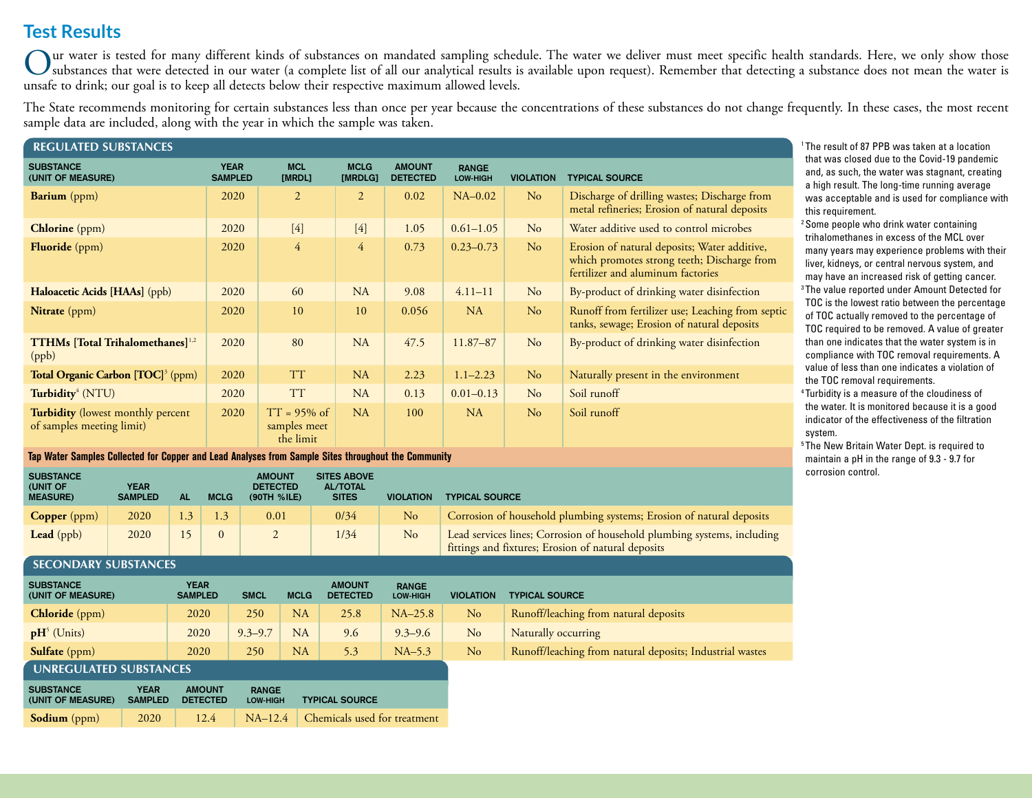## Test Results

Our water is tested for many different kinds of substances on mandated sampling schedule. The water we deliver must meet specific health standards. Here, we only show those substances that were detected in our water (a complete list of all our analytical results is available upon request). Remember that detecting a substance does not mean the water is unsafe to drink; our goal is to keep all detects below their respective maximum allowed levels.

The State recommends monitoring for certain substances less than once per year because the concentrations of these substances do not change frequently. In these cases, the most recent sample data are included, along with the year in which the sample was taken.

### REGULATED SUBSTANCES

| SUBSTANCE (UNIT OF MEASURE) | YEAR SAMPLED | MCL [MRDL] | MCLG [MRDLG] | AMOUNT DETECTED | RANGE LOW-HIGH | VIOLATION | TYPICAL SOURCE |
|---|---|---|---|---|---|---|---|
| **Barium** (ppm) | 2020 | 2 | 2 | 0.02 | NA–0.02 | No | Discharge of drilling wastes; Discharge from metal refineries; Erosion of natural deposits |
| **Chlorine** (ppm) | 2020 | [4] | [4] | 1.05 | 0.61–1.05 | No | Water additive used to control microbes |
| **Fluoride** (ppm) | 2020 | 4 | 4 | 0.73 | 0.23–0.73 | No | Erosion of natural deposits; Water additive, which promotes strong teeth; Discharge from fertilizer and aluminum factories |
| **Haloacetic Acids [HAAs]** (ppb) | 2020 | 60 | NA | 9.08 | 4.11–11 | No | By-product of drinking water disinfection |
| **Nitrate** (ppm) | 2020 | 10 | 10 | 0.056 | NA | No | Runoff from fertilizer use; Leaching from septic tanks, sewage; Erosion of natural deposits |
| **TTHMs [Total Trihalomethanes]**[1,2] (ppb) | 2020 | 80 | NA | 47.5 | 11.87–87 | No | By-product of drinking water disinfection |
| **Total Organic Carbon [TOC]**[3] (ppm) | 2020 | TT | NA | 2.23 | 1.1–2.23 | No | Naturally present in the environment |
| **Turbidity**[4] (NTU) | 2020 | TT | NA | 0.13 | 0.01–0.13 | No | Soil runoff |
| **Turbidity** (lowest monthly percent of samples meeting limit) | 2020 | TT = 95% of samples meet the limit | NA | 100 | NA | No | Soil runoff |

**Tap Water Samples Collected for Copper and Lead Analyses from Sample Sites throughout the Community**

| SUBSTANCE (UNIT OF MEASURE) | YEAR SAMPLED | AL | MCLG | AMOUNT DETECTED (90TH %ILE) | SITES ABOVE AL/TOTAL SITES | VIOLATION | TYPICAL SOURCE |
|---|---|---|---|---|---|---|---|
| **Copper** (ppm) | 2020 | 1.3 | 1.3 | 0.01 | 0/34 | No | Corrosion of household plumbing systems; Erosion of natural deposits |
| **Lead** (ppb) | 2020 | 15 | 0 | 2 | 1/34 | No | Lead services lines; Corrosion of household plumbing systems, including fittings and fixtures; Erosion of natural deposits |

### SECONDARY SUBSTANCES

| SUBSTANCE (UNIT OF MEASURE) | YEAR SAMPLED | SMCL | MCLG | AMOUNT DETECTED | RANGE LOW-HIGH | VIOLATION | TYPICAL SOURCE |
|---|---|---|---|---|---|---|---|
| **Chloride** (ppm) | 2020 | 250 | NA | 25.8 | NA–25.8 | No | Runoff/leaching from natural deposits |
| **pH**[5] (Units) | 2020 | 9.3–9.7 | NA | 9.6 | 9.3–9.6 | No | Naturally occurring |
| **Sulfate** (ppm) | 2020 | 250 | NA | 5.3 | NA–5.3 | No | Runoff/leaching from natural deposits; Industrial wastes |

### UNREGULATED SUBSTANCES

| SUBSTANCE (UNIT OF MEASURE) | YEAR SAMPLED | AMOUNT DETECTED | RANGE LOW-HIGH | TYPICAL SOURCE |
|---|---|---|---|---|
| **Sodium** (ppm) | 2020 | 12.4 | NA–12.4 | Chemicals used for treatment |

[1] The result of 87 PPB was taken at a location that was closed due to the Covid-19 pandemic and, as such, the water was stagnant, creating a high result. The long-time running average was acceptable and is used for compliance with this requirement.

[2] Some people who drink water containing trihalomethanes in excess of the MCL over many years may experience problems with their liver, kidneys, or central nervous system, and may have an increased risk of getting cancer.

[3] The value reported under Amount Detected for TOC is the lowest ratio between the percentage of TOC actually removed to the percentage of TOC required to be removed. A value of greater than one indicates that the water system is in compliance with TOC removal requirements. A value of less than one indicates a violation of the TOC removal requirements.

[4] Turbidity is a measure of the cloudiness of the water. It is monitored because it is a good indicator of the effectiveness of the filtration system.

[5] The New Britain Water Dept. is required to maintain a pH in the range of 9.3 - 9.7 for corrosion control.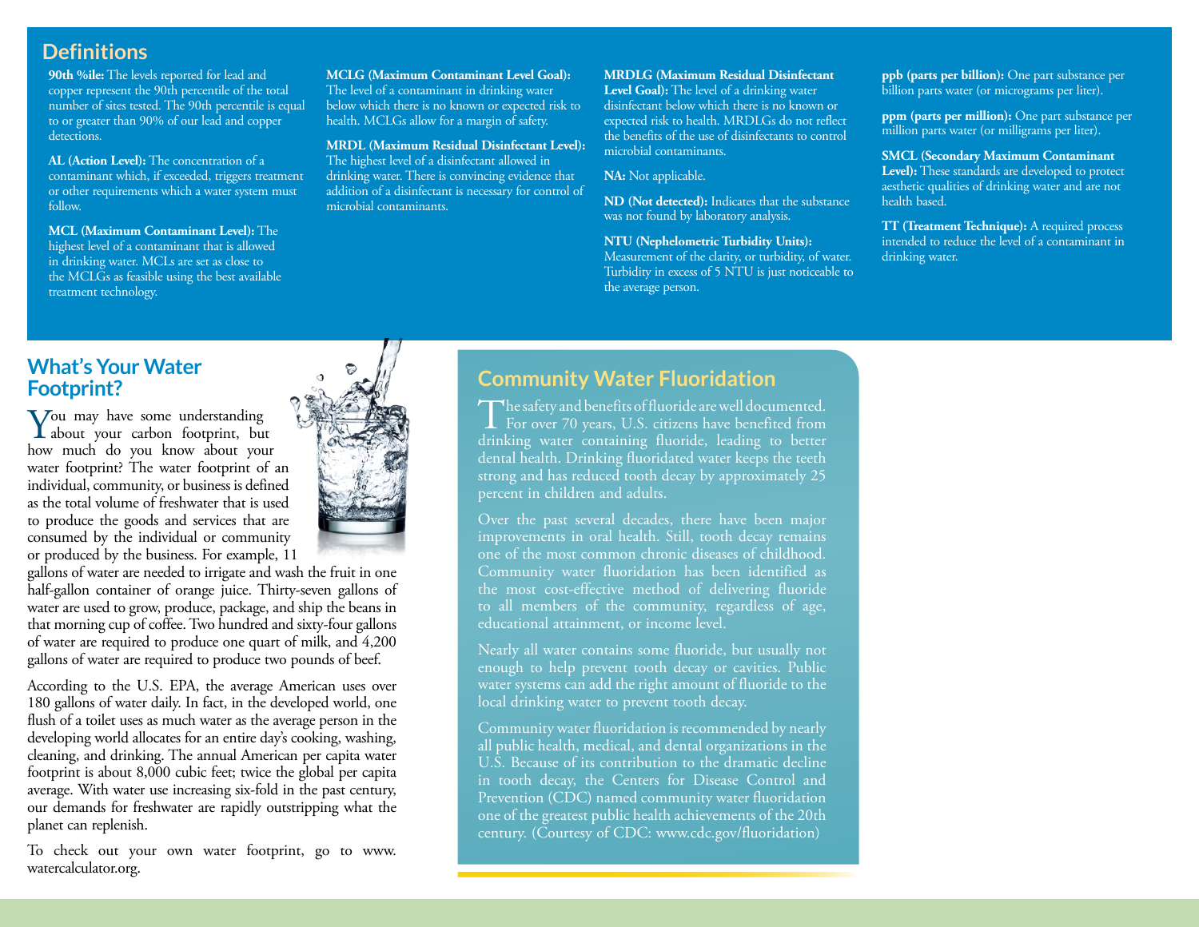## Definitions

**90th %ile:** The levels reported for lead and copper represent the 90th percentile of the total number of sites tested. The 90th percentile is equal to or greater than 90% of our lead and copper detections.

**AL (Action Level):** The concentration of a contaminant which, if exceeded, triggers treatment or other requirements which a water system must follow.

**MCL (Maximum Contaminant Level):** The highest level of a contaminant that is allowed in drinking water. MCLs are set as close to the MCLGs as feasible using the best available treatment technology.

**MCLG (Maximum Contaminant Level Goal):** The level of a contaminant in drinking water below which there is no known or expected risk to health. MCLGs allow for a margin of safety.

**MRDL (Maximum Residual Disinfectant Level):** The highest level of a disinfectant allowed in drinking water. There is convincing evidence that addition of a disinfectant is necessary for control of microbial contaminants.

**MRDLG (Maximum Residual Disinfectant Level Goal):** The level of a drinking water disinfectant below which there is no known or expected risk to health. MRDLGs do not reflect the benefits of the use of disinfectants to control microbial contaminants.

**NA:** Not applicable.

**ND (Not detected):** Indicates that the substance was not found by laboratory analysis.

**NTU (Nephelometric Turbidity Units):** Measurement of the clarity, or turbidity, of water. Turbidity in excess of 5 NTU is just noticeable to the average person.

**ppb (parts per billion):** One part substance per billion parts water (or micrograms per liter).

**ppm (parts per million):** One part substance per million parts water (or milligrams per liter).

**SMCL (Secondary Maximum Contaminant Level):** These standards are developed to protect aesthetic qualities of drinking water and are not health based.

**TT (Treatment Technique):** A required process intended to reduce the level of a contaminant in drinking water.

## What's Your Water Footprint?

You may have some understanding about your carbon footprint, but how much do you know about your water footprint? The water footprint of an individual, community, or business is defined as the total volume of freshwater that is used to produce the goods and services that are consumed by the individual or community or produced by the business. For example, 11 gallons of water are needed to irrigate and wash the fruit in one half-gallon container of orange juice. Thirty-seven gallons of water are used to grow, produce, package, and ship the beans in that morning cup of coffee. Two hundred and sixty-four gallons of water are required to produce one quart of milk, and 4,200 gallons of water are required to produce two pounds of beef.

According to the U.S. EPA, the average American uses over 180 gallons of water daily. In fact, in the developed world, one flush of a toilet uses as much water as the average person in the developing world allocates for an entire day's cooking, washing, cleaning, and drinking. The annual American per capita water footprint is about 8,000 cubic feet; twice the global per capita average. With water use increasing six-fold in the past century, our demands for freshwater are rapidly outstripping what the planet can replenish.

To check out your own water footprint, go to www.watercalculator.org.

## Community Water Fluoridation

The safety and benefits of fluoride are well documented. For over 70 years, U.S. citizens have benefited from drinking water containing fluoride, leading to better dental health. Drinking fluoridated water keeps the teeth strong and has reduced tooth decay by approximately 25 percent in children and adults.

Over the past several decades, there have been major improvements in oral health. Still, tooth decay remains one of the most common chronic diseases of childhood. Community water fluoridation has been identified as the most cost-effective method of delivering fluoride to all members of the community, regardless of age, educational attainment, or income level.

Nearly all water contains some fluoride, but usually not enough to help prevent tooth decay or cavities. Public water systems can add the right amount of fluoride to the local drinking water to prevent tooth decay.

Community water fluoridation is recommended by nearly all public health, medical, and dental organizations in the U.S. Because of its contribution to the dramatic decline in tooth decay, the Centers for Disease Control and Prevention (CDC) named community water fluoridation one of the greatest public health achievements of the 20th century. (Courtesy of CDC: www.cdc.gov/fluoridation)